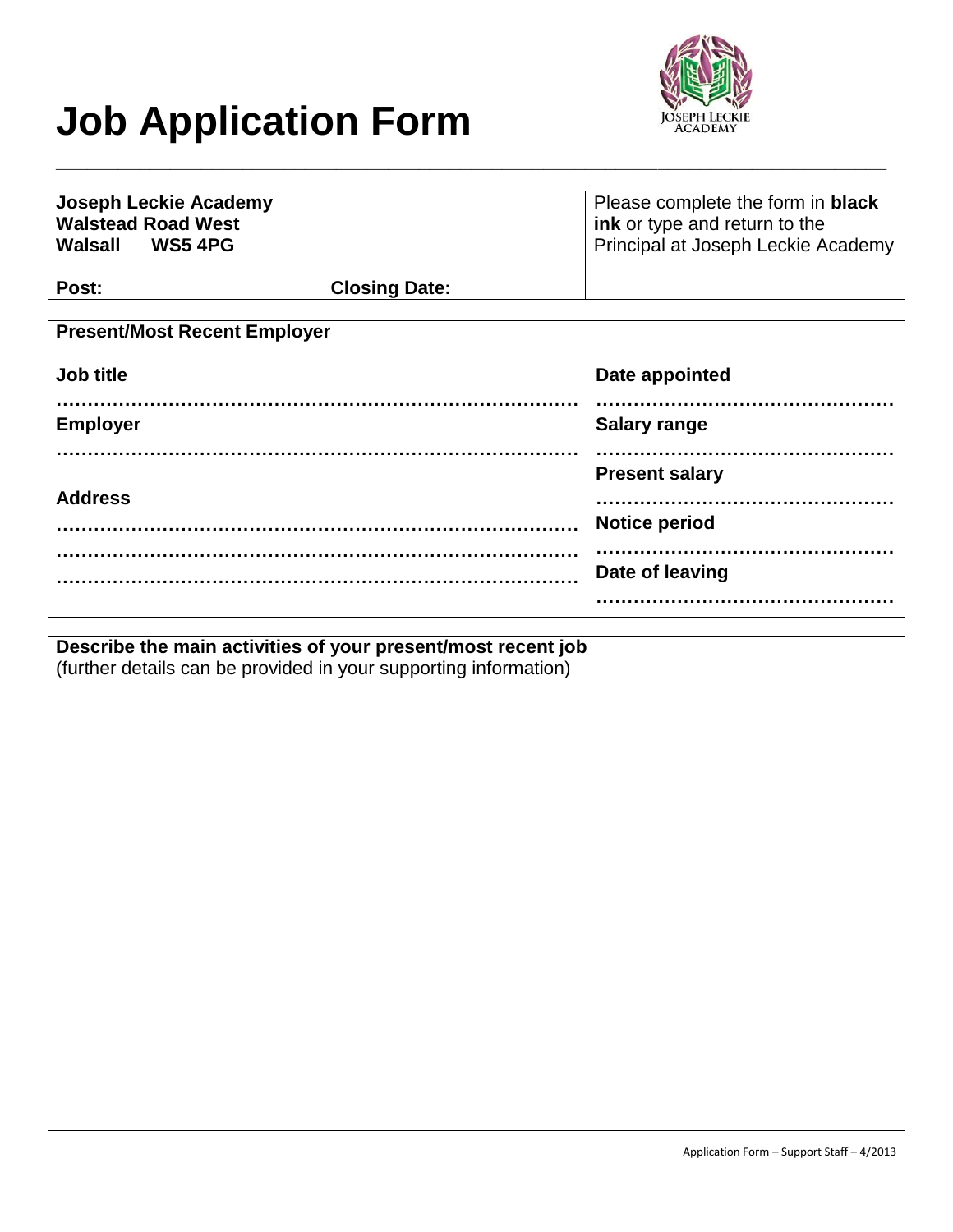# Job Application Form

| Joseph Leckie Academy<br>Walstead Road West<br>Walsall WS5 4PG<br><br>**Post:** **Closing Date:** | Please complete the form in **black ink** or type and return to the Principal at Joseph Leckie Academy |
|---|---|

| **Present/Most Recent Employer** | |
|---|---|
| **Job title** | **Date appointed** |
| ........................................................................ | ............................................... |
| **Employer** | **Salary range** |
| ........................................................................ | ............................................... |
| | **Present salary** |
| **Address** | ............................................... |
| ........................................................................ | **Notice period** |
| ........................................................................ | ............................................... |
| ........................................................................ | **Date of leaving** |
| | ............................................... |

**Describe the main activities of your present/most recent job**
(further details can be provided in your supporting information)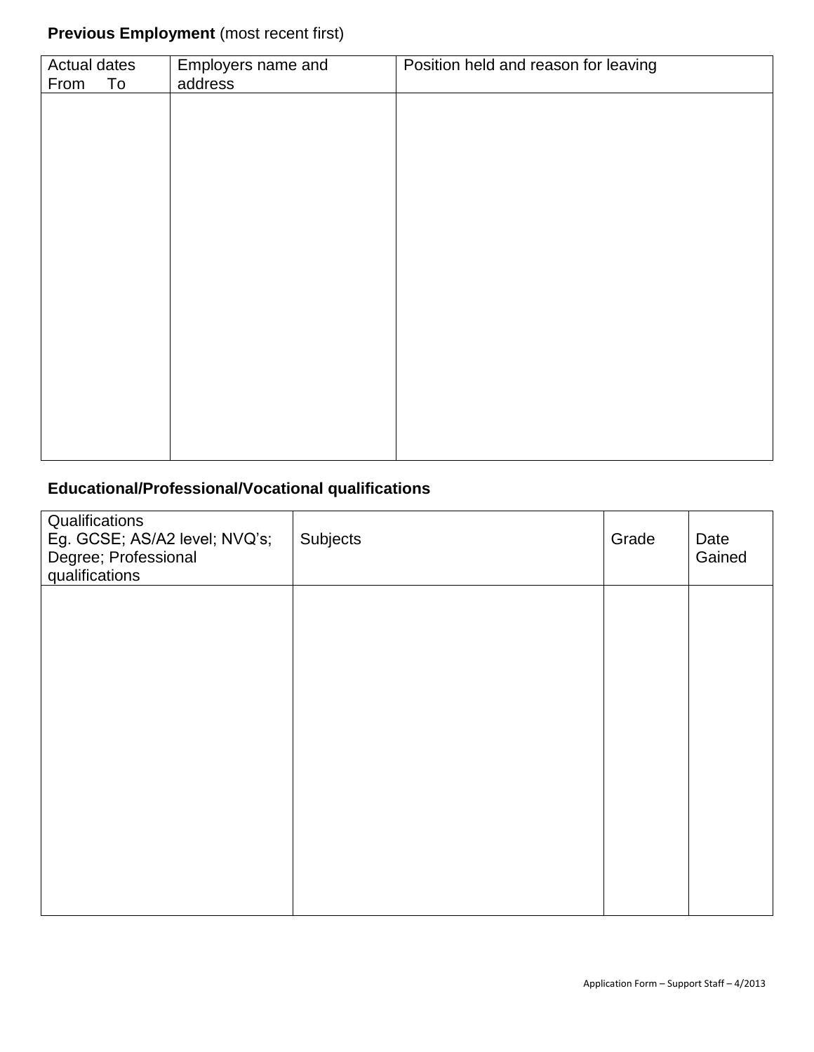**Previous Employment** (most recent first)

| Actual dates From To | Employers name and address | Position held and reason for leaving |
|---|---|---|
| | | |

**Educational/Professional/Vocational qualifications**

| Qualifications Eg. GCSE; AS/A2 level; NVQ's; Degree; Professional qualifications | Subjects | Grade | Date Gained |
|---|---|---|---|
| | | | |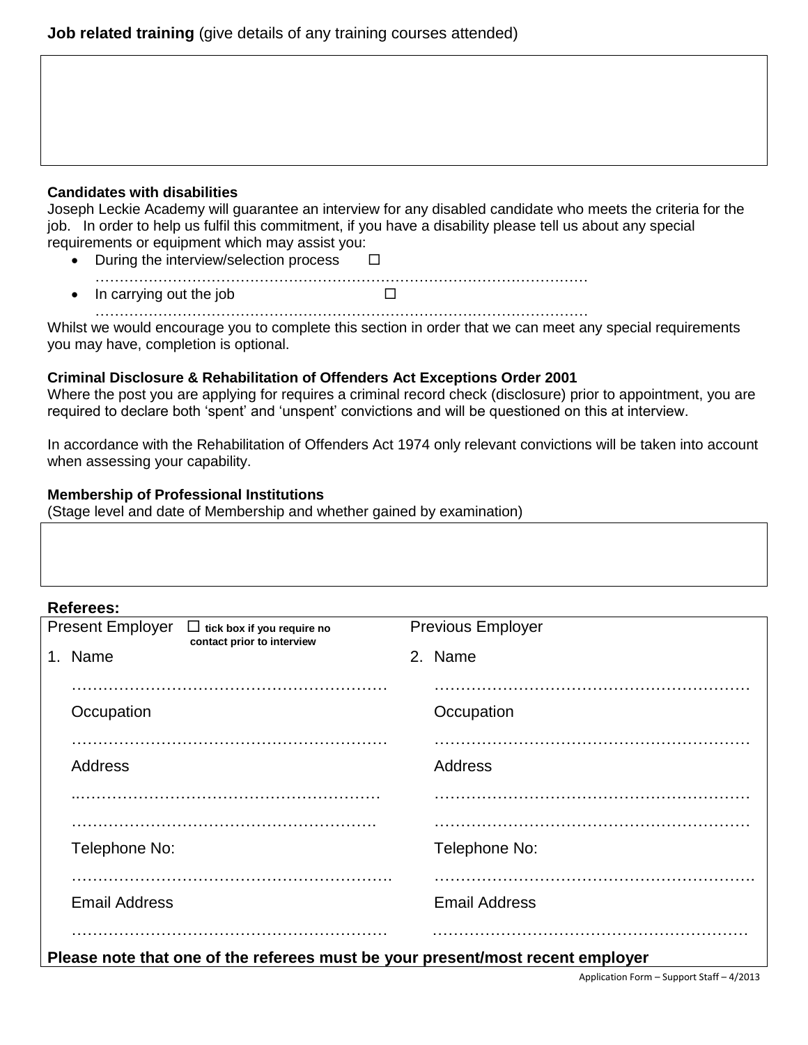**Job related training** (give details of any training courses attended)

**Candidates with disabilities**

Joseph Leckie Academy will guarantee an interview for any disabled candidate who meets the criteria for the job. In order to help us fulfil this commitment, if you have a disability please tell us about any special requirements or equipment which may assist you:

- During the interview/selection process ☐
  …………………………………………………………………………………………
- In carrying out the job ☐
  …………………………………………………………………………………………

Whilst we would encourage you to complete this section in order that we can meet any special requirements you may have, completion is optional.

**Criminal Disclosure & Rehabilitation of Offenders Act Exceptions Order 2001**

Where the post you are applying for requires a criminal record check (disclosure) prior to appointment, you are required to declare both 'spent' and 'unspent' convictions and will be questioned on this at interview.

In accordance with the Rehabilitation of Offenders Act 1974 only relevant convictions will be taken into account when assessing your capability.

**Membership of Professional Institutions**

(Stage level and date of Membership and whether gained by examination)

**Referees:**

| Present Employer ☐ **tick box if you require no contact prior to interview** | Previous Employer |
|---|---|
| 1. Name | 2. Name |
| ………………………………………………… | ………………………………………………… |
| Occupation | Occupation |
| ………………………………………………… | ………………………………………………… |
| Address | Address |
| ………………………………………………… | ………………………………………………… |
| ………………………………………………… | ………………………………………………… |
| Telephone No: | Telephone No: |
| ………………………………………………… | ………………………………………………… |
| Email Address | Email Address |
| ………………………………………………… | ………………………………………………… |

**Please note that one of the referees must be your present/most recent employer**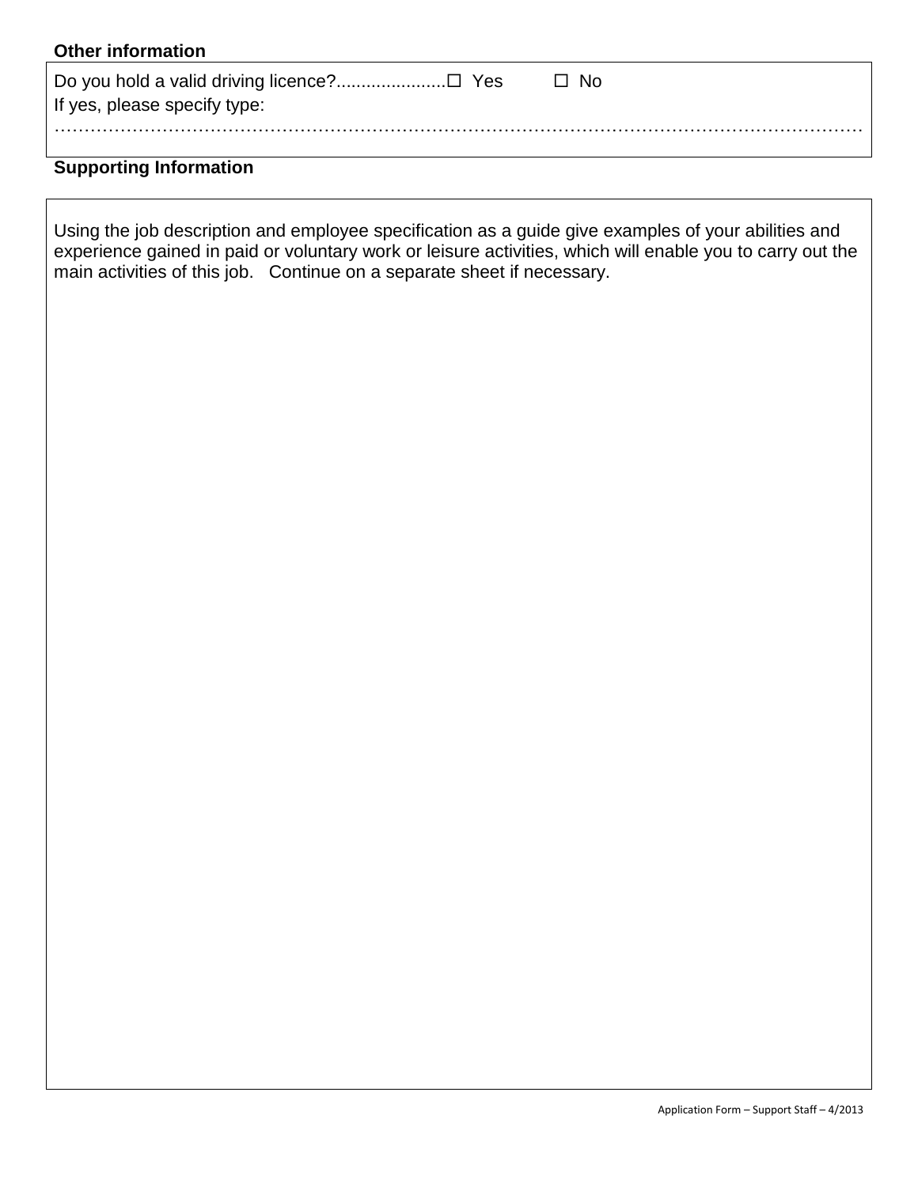**Other information**

Do you hold a valid driving licence?......................☐ Yes ☐ No

If yes, please specify type:

………………………………………………………………………………………………………………………

**Supporting Information**

Using the job description and employee specification as a guide give examples of your abilities and experience gained in paid or voluntary work or leisure activities, which will enable you to carry out the main activities of this job. Continue on a separate sheet if necessary.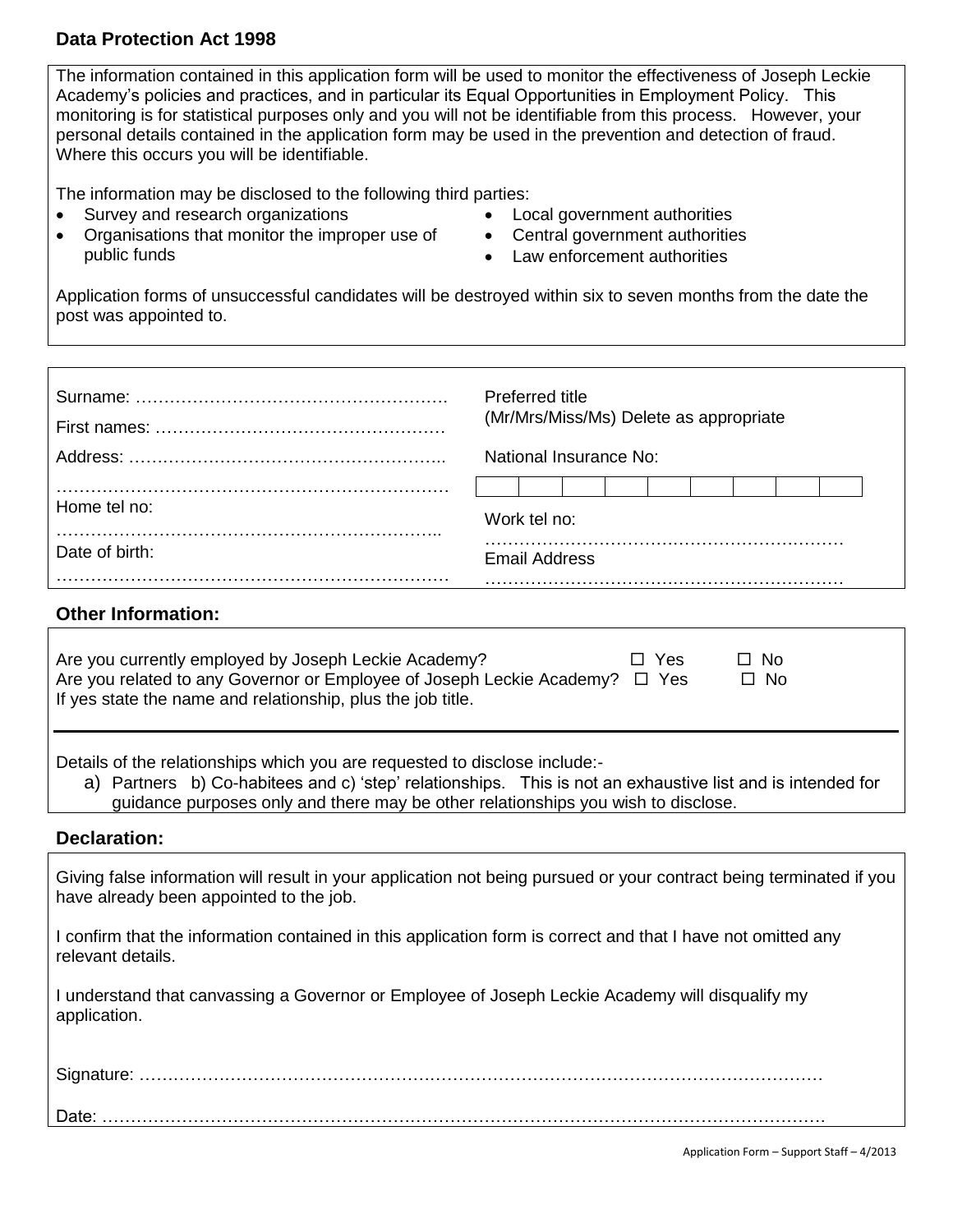## Data Protection Act 1998

The information contained in this application form will be used to monitor the effectiveness of Joseph Leckie Academy's policies and practices, and in particular its Equal Opportunities in Employment Policy. This monitoring is for statistical purposes only and you will not be identifiable from this process. However, your personal details contained in the application form may be used in the prevention and detection of fraud. Where this occurs you will be identifiable.

The information may be disclosed to the following third parties:

- Survey and research organizations
- Organisations that monitor the improper use of public funds
- Local government authorities
- Central government authorities
- Law enforcement authorities

Application forms of unsuccessful candidates will be destroyed within six to seven months from the date the post was appointed to.

Surname: ………………………………………………

First names: …………………………………………

Address: ………………………………………………..

……………………………………………………………

Home tel no:

…………………………………………………………..

Date of birth:

……………………………………………………………

Preferred title (Mr/Mrs/Miss/Ms) Delete as appropriate

National Insurance No:

| | | | | | | | | |
|---|---|---|---|---|---|---|---|---|
| | | | | | | | | |

Work tel no:

………………………………………………………

Email Address

………………………………………………………

## Other Information:

Are you currently employed by Joseph Leckie Academy? ☐ Yes ☐ No

Are you related to any Governor or Employee of Joseph Leckie Academy? ☐ Yes ☐ No

If yes state the name and relationship, plus the job title.

Details of the relationships which you are requested to disclose include:-

a) Partners b) Co-habitees and c) 'step' relationships. This is not an exhaustive list and is intended for guidance purposes only and there may be other relationships you wish to disclose.

## Declaration:

Giving false information will result in your application not being pursued or your contract being terminated if you have already been appointed to the job.

I confirm that the information contained in this application form is correct and that I have not omitted any relevant details.

I understand that canvassing a Governor or Employee of Joseph Leckie Academy will disqualify my application.

Signature: ………………………………………………………………………………………………………

Date: ……………………………………………………………………………………………………………

Application Form – Support Staff – 4/2013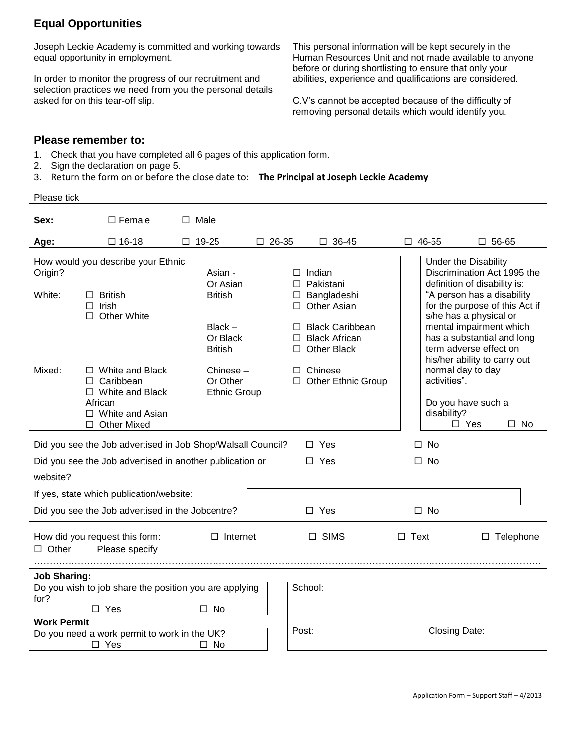## Equal Opportunities

Joseph Leckie Academy is committed and working towards equal opportunity in employment.

In order to monitor the progress of our recruitment and selection practices we need from you the personal details asked for on this tear-off slip.

This personal information will be kept securely in the Human Resources Unit and not made available to anyone before or during shortlisting to ensure that only your abilities, experience and qualifications are considered.

C.V's cannot be accepted because of the difficulty of removing personal details which would identify you.

## Please remember to:

1. Check that you have completed all 6 pages of this application form.
2. Sign the declaration on page 5.
3. Return the form on or before the close date to: **The Principal at Joseph Leckie Academy**

Please tick

**Sex:** ☐ Female ☐ Male

**Age:** ☐ 16-18 ☐ 19-25 ☐ 26-35 ☐ 36-45 ☐ 46-55 ☐ 56-65

How would you describe your Ethnic Origin?

| | | | |
|---|---|---|---|
| White: | ☐ British<br>☐ Irish<br>☐ Other White | Asian - Or Asian British | ☐ Indian<br>☐ Pakistani<br>☐ Bangladeshi<br>☐ Other Asian |
| | | Black – Or Black British | ☐ Black Caribbean<br>☐ Black African<br>☐ Other Black |
| Mixed: | ☐ White and Black Caribbean<br>☐ White and Black African<br>☐ White and Asian<br>☐ Other Mixed | Chinese – Or Other Ethnic Group | ☐ Chinese<br>☐ Other Ethnic Group |

Under the Disability Discrimination Act 1995 the definition of disability is: "A person has a disability for the purpose of this Act if s/he has a physical or mental impairment which has a substantial and long term adverse effect on his/her ability to carry out normal day to day activities".

Do you have such a disability? ☐ Yes ☐ No

Did you see the Job advertised in Job Shop/Walsall Council? ☐ Yes ☐ No

Did you see the Job advertised in another publication or website? ☐ Yes ☐ No

If yes, state which publication/website:

Did you see the Job advertised in the Jobcentre? ☐ Yes ☐ No

How did you request this form: ☐ Internet ☐ SIMS ☐ Text ☐ Telephone

☐ Other Please specify

……………………………………………………………………………………………………………………………………

**Job Sharing:**

Do you wish to job share the position you are applying for?
☐ Yes ☐ No

**Work Permit**

Do you need a work permit to work in the UK?
☐ Yes ☐ No

School:

Post: Closing Date:

Application Form – Support Staff – 4/2013